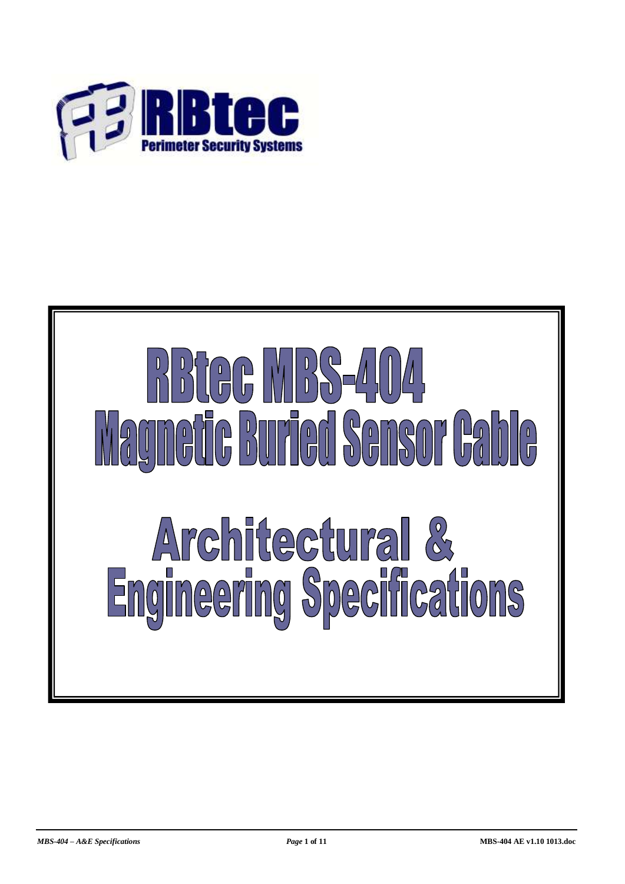RBtec

Perimeter Security Systems

# RBtec MBS-404
# Magnetic Buried Sensor Cable

# Architectural & Engineering Specifications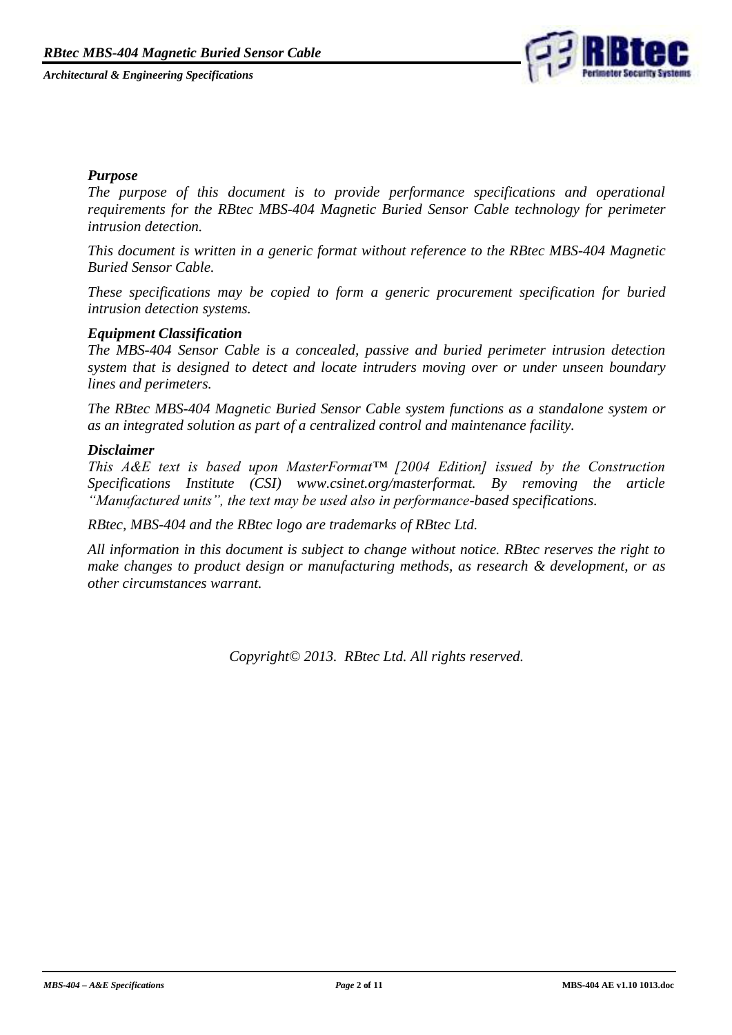### *Purpose*

*The purpose of this document is to provide performance specifications and operational requirements for the RBtec MBS-404 Magnetic Buried Sensor Cable technology for perimeter intrusion detection.*

*This document is written in a generic format without reference to the RBtec MBS-404 Magnetic Buried Sensor Cable.*

*These specifications may be copied to form a generic procurement specification for buried intrusion detection systems.*

### *Equipment Classification*

*The MBS-404 Sensor Cable is a concealed, passive and buried perimeter intrusion detection system that is designed to detect and locate intruders moving over or under unseen boundary lines and perimeters.*

*The RBtec MBS-404 Magnetic Buried Sensor Cable system functions as a standalone system or as an integrated solution as part of a centralized control and maintenance facility.*

### *Disclaimer*

*This A&E text is based upon MasterFormat™ [2004 Edition] issued by the Construction Specifications Institute (CSI) www.csinet.org/masterformat. By removing the article "Manufactured units", the text may be used also in performance-based specifications.*

*RBtec, MBS-404 and the RBtec logo are trademarks of RBtec Ltd.*

*All information in this document is subject to change without notice. RBtec reserves the right to make changes to product design or manufacturing methods, as research & development, or as other circumstances warrant.*

*Copyright© 2013. RBtec Ltd. All rights reserved.*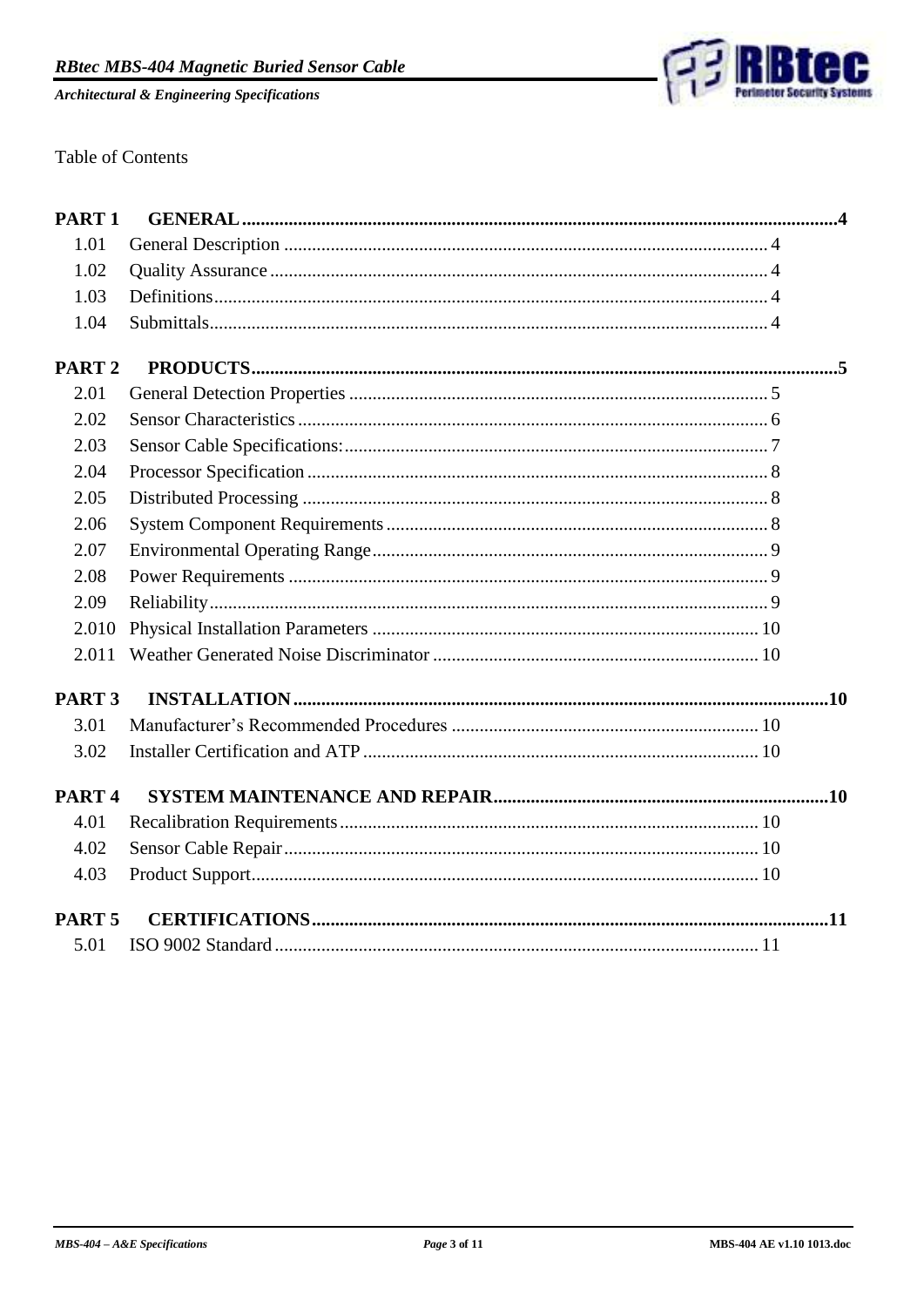Table of Contents

| | | |
|---|---|---|
| **PART 1** | **GENERAL** | **4** |
| 1.01 | General Description | 4 |
| 1.02 | Quality Assurance | 4 |
| 1.03 | Definitions | 4 |
| 1.04 | Submittals | 4 |
| **PART 2** | **PRODUCTS** | **5** |
| 2.01 | General Detection Properties | 5 |
| 2.02 | Sensor Characteristics | 6 |
| 2.03 | Sensor Cable Specifications: | 7 |
| 2.04 | Processor Specification | 8 |
| 2.05 | Distributed Processing | 8 |
| 2.06 | System Component Requirements | 8 |
| 2.07 | Environmental Operating Range | 9 |
| 2.08 | Power Requirements | 9 |
| 2.09 | Reliability | 9 |
| 2.010 | Physical Installation Parameters | 10 |
| 2.011 | Weather Generated Noise Discriminator | 10 |
| **PART 3** | **INSTALLATION** | **10** |
| 3.01 | Manufacturer's Recommended Procedures | 10 |
| 3.02 | Installer Certification and ATP | 10 |
| **PART 4** | **SYSTEM MAINTENANCE AND REPAIR** | **10** |
| 4.01 | Recalibration Requirements | 10 |
| 4.02 | Sensor Cable Repair | 10 |
| 4.03 | Product Support | 10 |
| **PART 5** | **CERTIFICATIONS** | **11** |
| 5.01 | ISO 9002 Standard | 11 |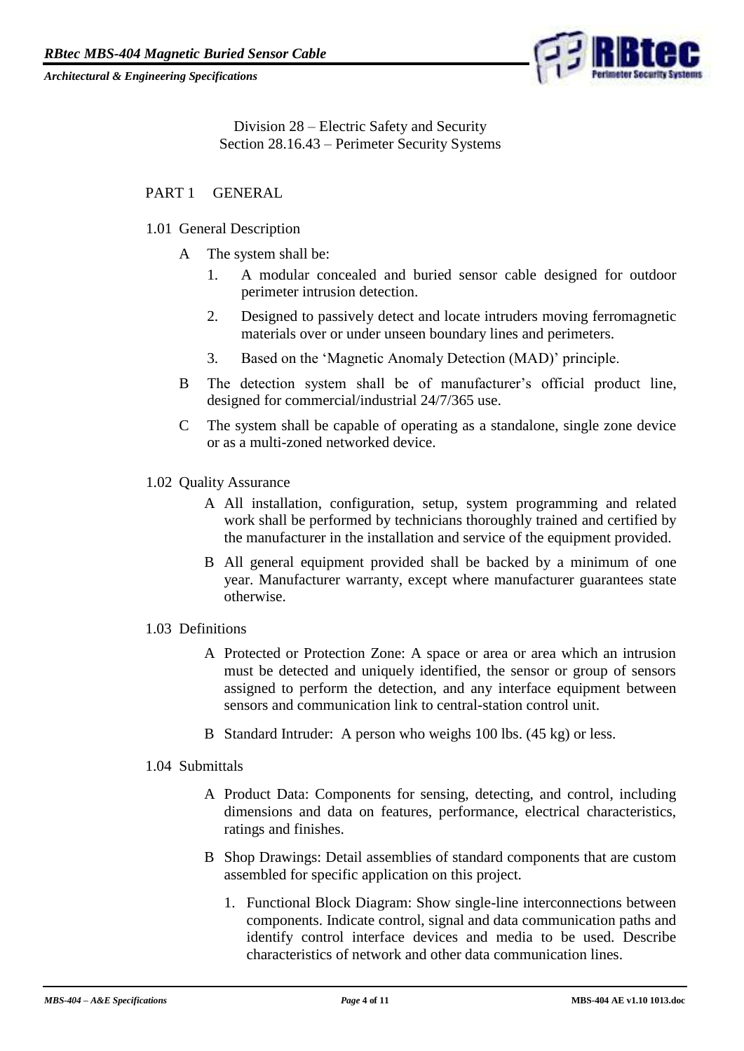Division 28 – Electric Safety and Security
Section 28.16.43 – Perimeter Security Systems

## PART 1 GENERAL

### 1.01 General Description

A The system shall be:

1. A modular concealed and buried sensor cable designed for outdoor perimeter intrusion detection.
2. Designed to passively detect and locate intruders moving ferromagnetic materials over or under unseen boundary lines and perimeters.
3. Based on the 'Magnetic Anomaly Detection (MAD)' principle.

B The detection system shall be of manufacturer's official product line, designed for commercial/industrial 24/7/365 use.

C The system shall be capable of operating as a standalone, single zone device or as a multi-zoned networked device.

### 1.02 Quality Assurance

A All installation, configuration, setup, system programming and related work shall be performed by technicians thoroughly trained and certified by the manufacturer in the installation and service of the equipment provided.

B All general equipment provided shall be backed by a minimum of one year. Manufacturer warranty, except where manufacturer guarantees state otherwise.

### 1.03 Definitions

A Protected or Protection Zone: A space or area or area which an intrusion must be detected and uniquely identified, the sensor or group of sensors assigned to perform the detection, and any interface equipment between sensors and communication link to central-station control unit.

B Standard Intruder: A person who weighs 100 lbs. (45 kg) or less.

### 1.04 Submittals

A Product Data: Components for sensing, detecting, and control, including dimensions and data on features, performance, electrical characteristics, ratings and finishes.

B Shop Drawings: Detail assemblies of standard components that are custom assembled for specific application on this project.

1. Functional Block Diagram: Show single-line interconnections between components. Indicate control, signal and data communication paths and identify control interface devices and media to be used. Describe characteristics of network and other data communication lines.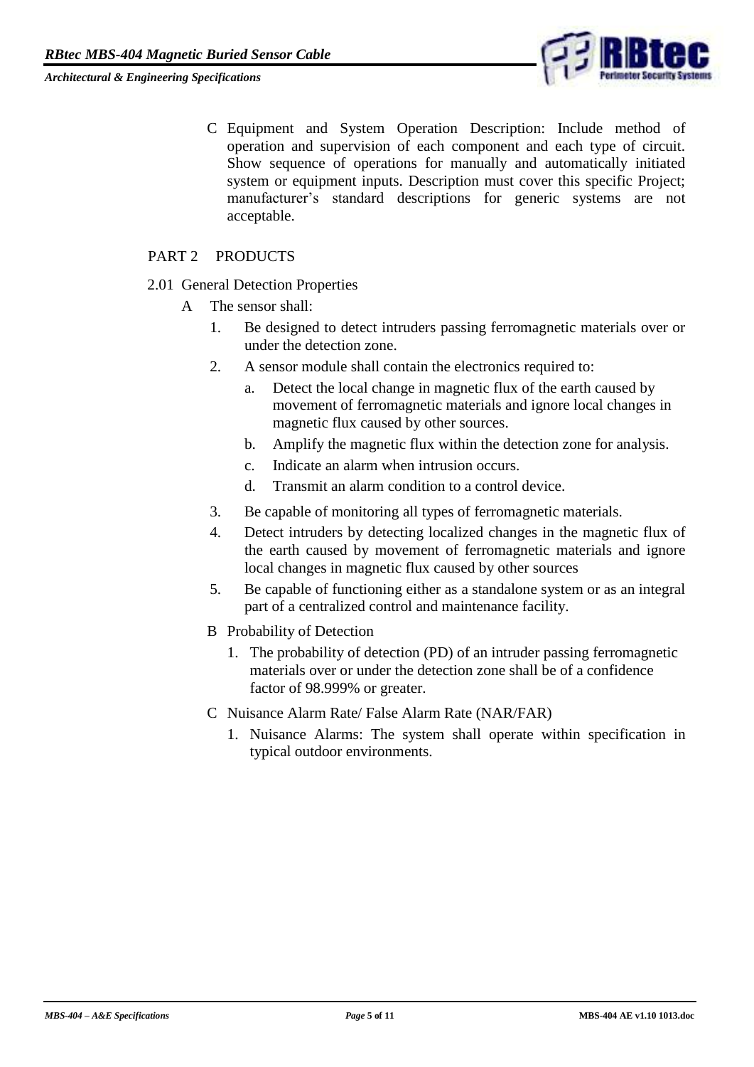C Equipment and System Operation Description: Include method of operation and supervision of each component and each type of circuit. Show sequence of operations for manually and automatically initiated system or equipment inputs. Description must cover this specific Project; manufacturer's standard descriptions for generic systems are not acceptable.

## PART 2 PRODUCTS

### 2.01 General Detection Properties

A The sensor shall:

1. Be designed to detect intruders passing ferromagnetic materials over or under the detection zone.
2. A sensor module shall contain the electronics required to:
    a. Detect the local change in magnetic flux of the earth caused by movement of ferromagnetic materials and ignore local changes in magnetic flux caused by other sources.
    b. Amplify the magnetic flux within the detection zone for analysis.
    c. Indicate an alarm when intrusion occurs.
    d. Transmit an alarm condition to a control device.
3. Be capable of monitoring all types of ferromagnetic materials.
4. Detect intruders by detecting localized changes in the magnetic flux of the earth caused by movement of ferromagnetic materials and ignore local changes in magnetic flux caused by other sources
5. Be capable of functioning either as a standalone system or as an integral part of a centralized control and maintenance facility.

B Probability of Detection

1. The probability of detection (PD) of an intruder passing ferromagnetic materials over or under the detection zone shall be of a confidence factor of 98.999% or greater.

C Nuisance Alarm Rate/ False Alarm Rate (NAR/FAR)

1. Nuisance Alarms: The system shall operate within specification in typical outdoor environments.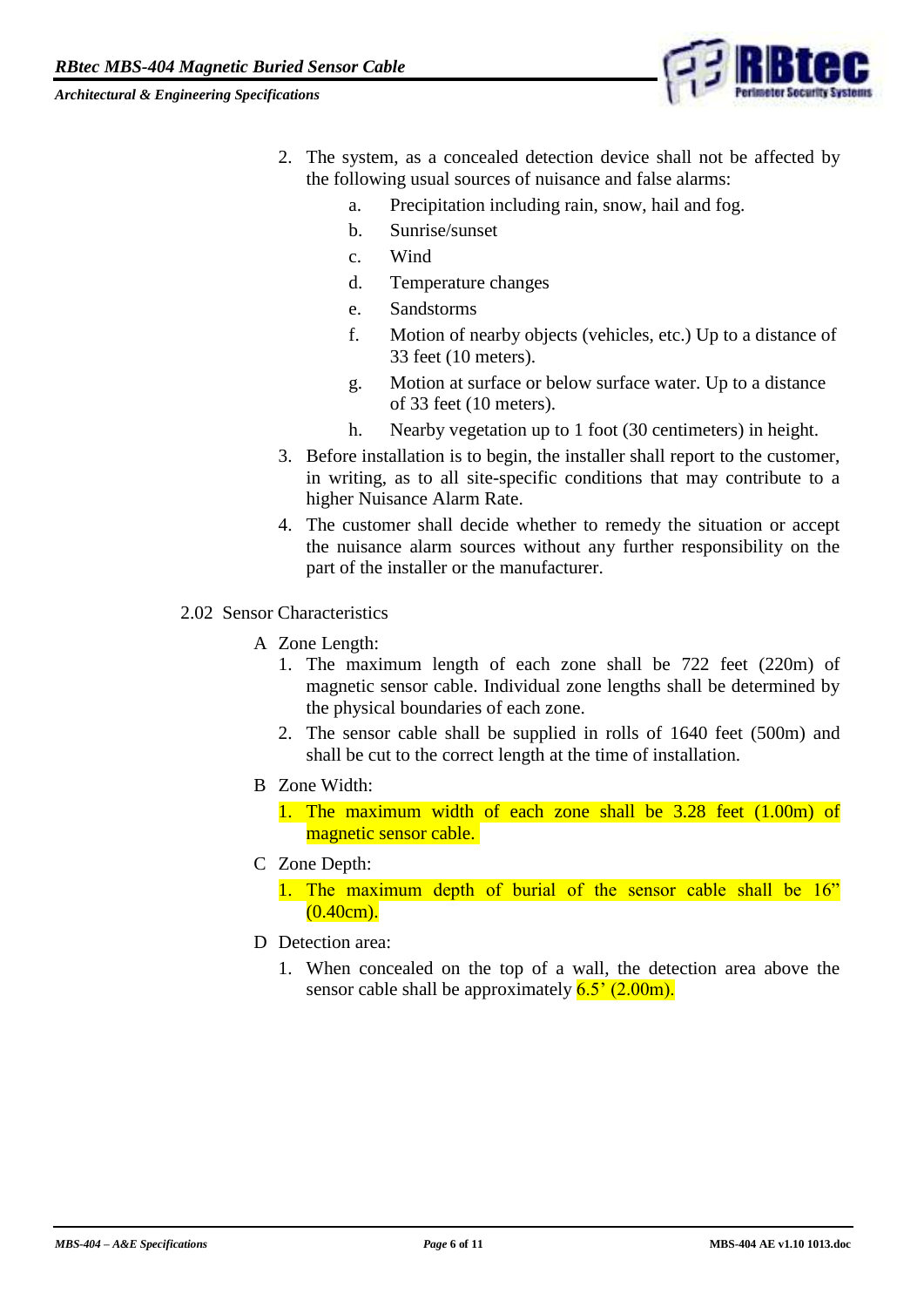2. The system, as a concealed detection device shall not be affected by the following usual sources of nuisance and false alarms:
   a. Precipitation including rain, snow, hail and fog.
   b. Sunrise/sunset
   c. Wind
   d. Temperature changes
   e. Sandstorms
   f. Motion of nearby objects (vehicles, etc.) Up to a distance of 33 feet (10 meters).
   g. Motion at surface or below surface water. Up to a distance of 33 feet (10 meters).
   h. Nearby vegetation up to 1 foot (30 centimeters) in height.
3. Before installation is to begin, the installer shall report to the customer, in writing, as to all site-specific conditions that may contribute to a higher Nuisance Alarm Rate.
4. The customer shall decide whether to remedy the situation or accept the nuisance alarm sources without any further responsibility on the part of the installer or the manufacturer.

2.02 Sensor Characteristics

A Zone Length:

1. The maximum length of each zone shall be 722 feet (220m) of magnetic sensor cable. Individual zone lengths shall be determined by the physical boundaries of each zone.
2. The sensor cable shall be supplied in rolls of 1640 feet (500m) and shall be cut to the correct length at the time of installation.

B Zone Width:

1. The maximum width of each zone shall be 3.28 feet (1.00m) of magnetic sensor cable.

C Zone Depth:

1. The maximum depth of burial of the sensor cable shall be 16" (0.40cm).

D Detection area:

1. When concealed on the top of a wall, the detection area above the sensor cable shall be approximately 6.5' (2.00m).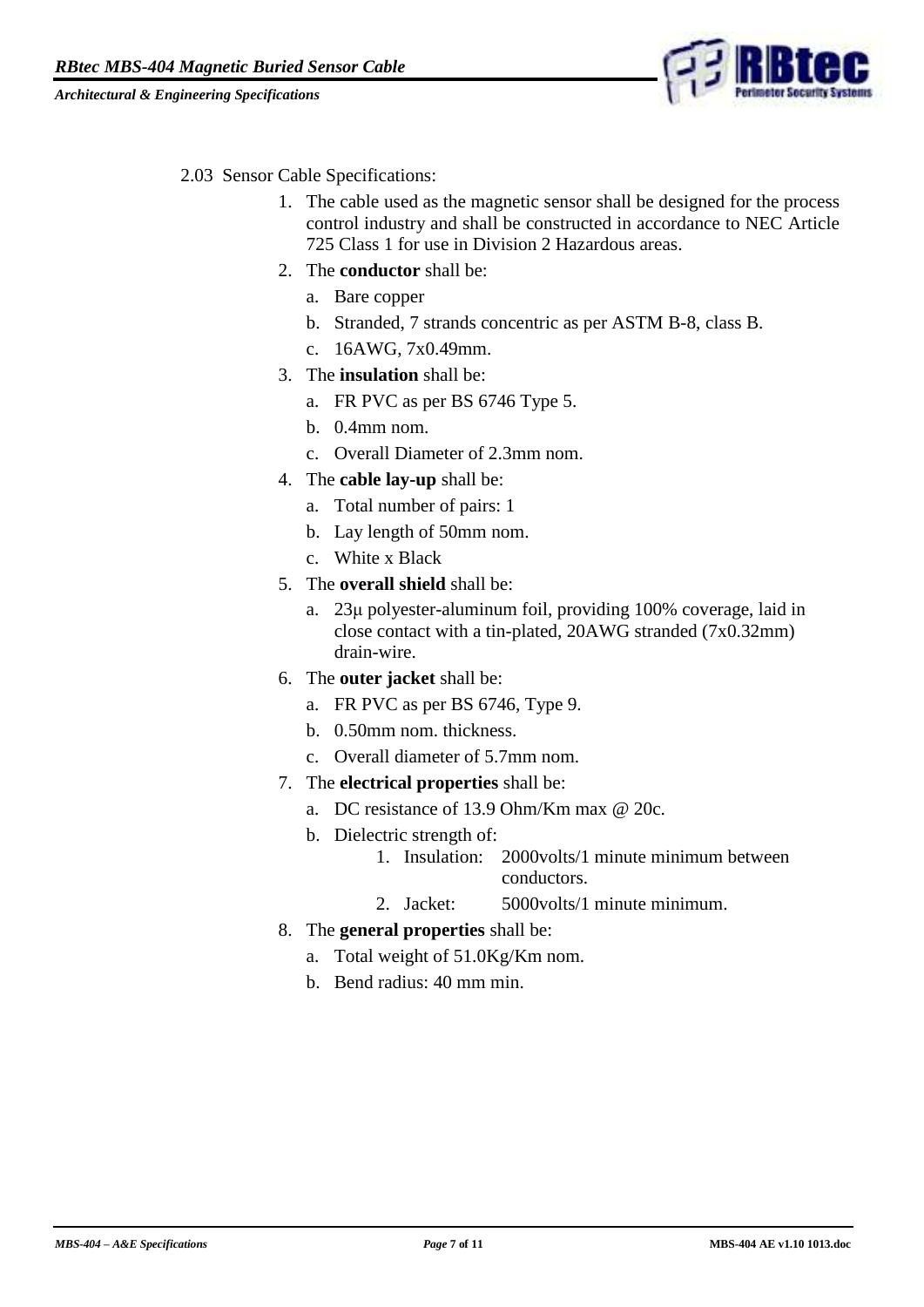2.03 Sensor Cable Specifications:

1. The cable used as the magnetic sensor shall be designed for the process control industry and shall be constructed in accordance to NEC Article 725 Class 1 for use in Division 2 Hazardous areas.
2. The **conductor** shall be:
   a. Bare copper
   b. Stranded, 7 strands concentric as per ASTM B-8, class B.
   c. 16AWG, 7x0.49mm.
3. The **insulation** shall be:
   a. FR PVC as per BS 6746 Type 5.
   b. 0.4mm nom.
   c. Overall Diameter of 2.3mm nom.
4. The **cable lay-up** shall be:
   a. Total number of pairs: 1
   b. Lay length of 50mm nom.
   c. White x Black
5. The **overall shield** shall be:
   a. 23μ polyester-aluminum foil, providing 100% coverage, laid in close contact with a tin-plated, 20AWG stranded (7x0.32mm) drain-wire.
6. The **outer jacket** shall be:
   a. FR PVC as per BS 6746, Type 9.
   b. 0.50mm nom. thickness.
   c. Overall diameter of 5.7mm nom.
7. The **electrical properties** shall be:
   a. DC resistance of 13.9 Ohm/Km max @ 20c.
   b. Dielectric strength of:
      1. Insulation: 2000volts/1 minute minimum between conductors.
      2. Jacket: 5000volts/1 minute minimum.
8. The **general properties** shall be:
   a. Total weight of 51.0Kg/Km nom.
   b. Bend radius: 40 mm min.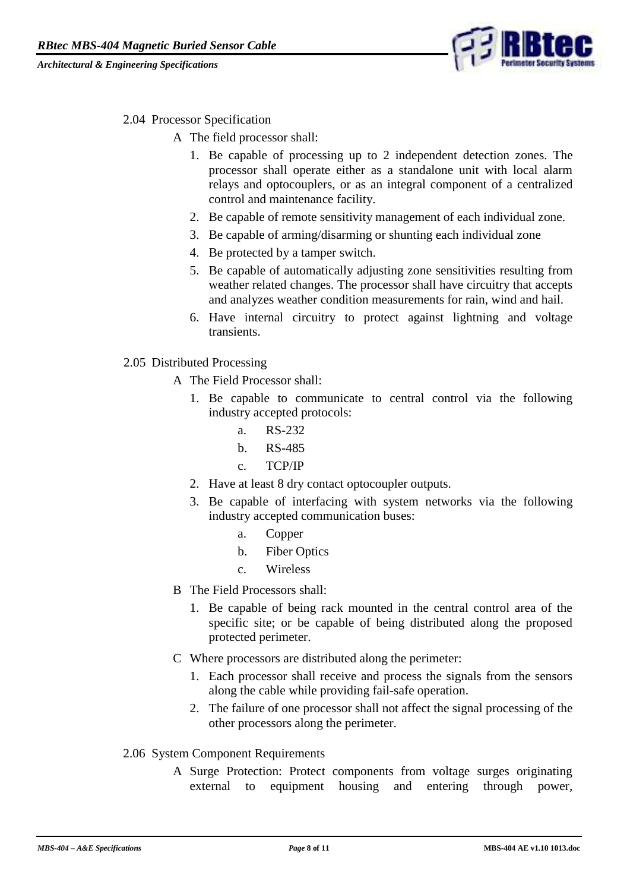2.04 Processor Specification

A The field processor shall:

1. Be capable of processing up to 2 independent detection zones. The processor shall operate either as a standalone unit with local alarm relays and optocouplers, or as an integral component of a centralized control and maintenance facility.
2. Be capable of remote sensitivity management of each individual zone.
3. Be capable of arming/disarming or shunting each individual zone
4. Be protected by a tamper switch.
5. Be capable of automatically adjusting zone sensitivities resulting from weather related changes. The processor shall have circuitry that accepts and analyzes weather condition measurements for rain, wind and hail.
6. Have internal circuitry to protect against lightning and voltage transients.

2.05 Distributed Processing

A The Field Processor shall:

1. Be capable to communicate to central control via the following industry accepted protocols:
   a. RS-232
   b. RS-485
   c. TCP/IP
2. Have at least 8 dry contact optocoupler outputs.
3. Be capable of interfacing with system networks via the following industry accepted communication buses:
   a. Copper
   b. Fiber Optics
   c. Wireless

B The Field Processors shall:

1. Be capable of being rack mounted in the central control area of the specific site; or be capable of being distributed along the proposed protected perimeter.

C Where processors are distributed along the perimeter:

1. Each processor shall receive and process the signals from the sensors along the cable while providing fail-safe operation.
2. The failure of one processor shall not affect the signal processing of the other processors along the perimeter.

2.06 System Component Requirements

A Surge Protection: Protect components from voltage surges originating external to equipment housing and entering through power,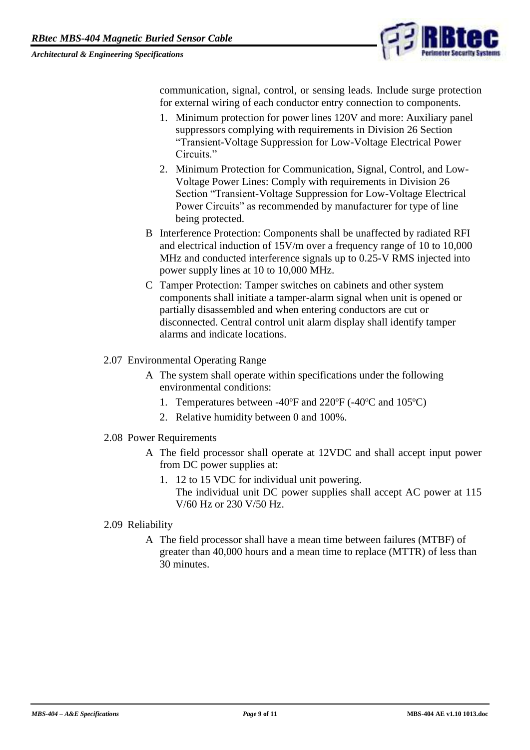communication, signal, control, or sensing leads. Include surge protection for external wiring of each conductor entry connection to components.

1. Minimum protection for power lines 120V and more: Auxiliary panel suppressors complying with requirements in Division 26 Section "Transient-Voltage Suppression for Low-Voltage Electrical Power Circuits."
2. Minimum Protection for Communication, Signal, Control, and Low-Voltage Power Lines: Comply with requirements in Division 26 Section "Transient-Voltage Suppression for Low-Voltage Electrical Power Circuits" as recommended by manufacturer for type of line being protected.

B Interference Protection: Components shall be unaffected by radiated RFI and electrical induction of 15V/m over a frequency range of 10 to 10,000 MHz and conducted interference signals up to 0.25-V RMS injected into power supply lines at 10 to 10,000 MHz.

C Tamper Protection: Tamper switches on cabinets and other system components shall initiate a tamper-alarm signal when unit is opened or partially disassembled and when entering conductors are cut or disconnected. Central control unit alarm display shall identify tamper alarms and indicate locations.

## 2.07 Environmental Operating Range

A The system shall operate within specifications under the following environmental conditions:

1. Temperatures between -40ºF and 220ºF (-40ºC and 105ºC)
2. Relative humidity between 0 and 100%.

## 2.08 Power Requirements

A The field processor shall operate at 12VDC and shall accept input power from DC power supplies at:

1. 12 to 15 VDC for individual unit powering.
   The individual unit DC power supplies shall accept AC power at 115 V/60 Hz or 230 V/50 Hz.

## 2.09 Reliability

A The field processor shall have a mean time between failures (MTBF) of greater than 40,000 hours and a mean time to replace (MTTR) of less than 30 minutes.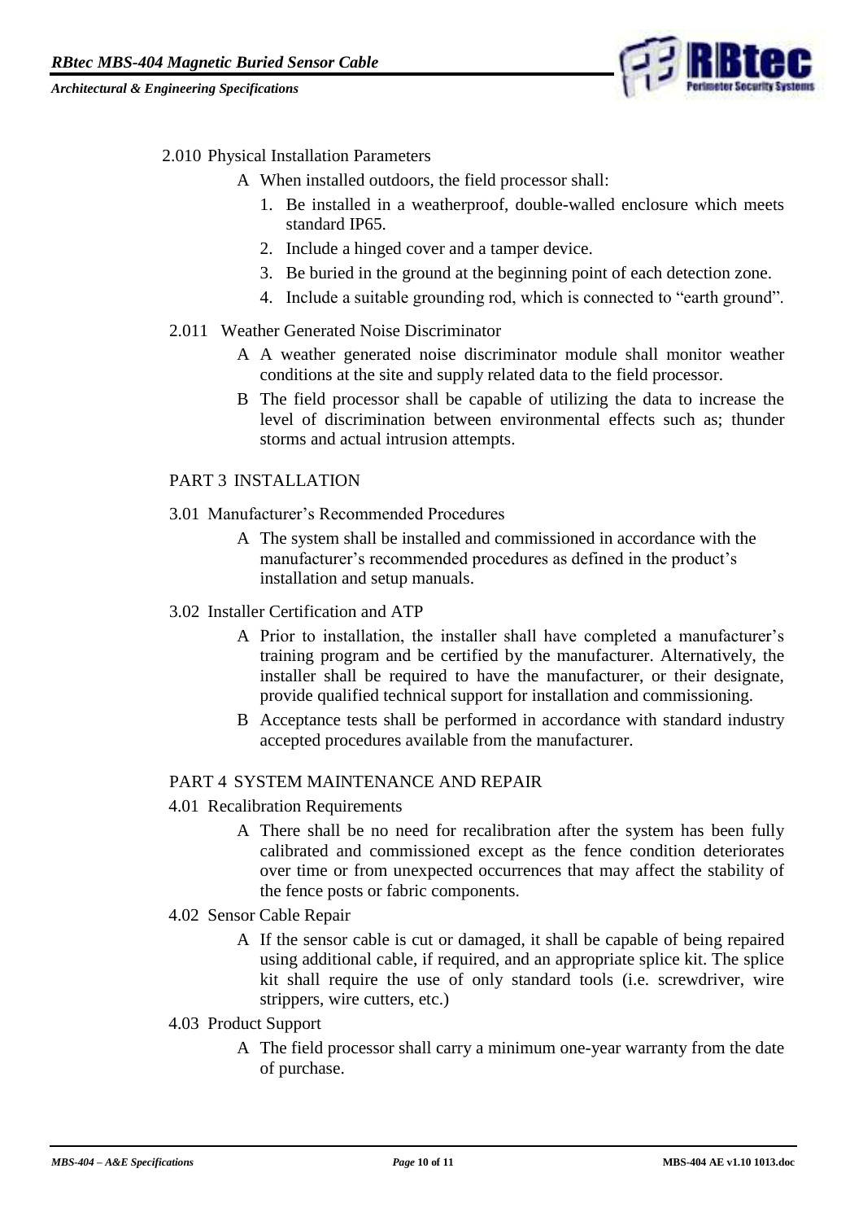## 2.010 Physical Installation Parameters

A When installed outdoors, the field processor shall:

1. Be installed in a weatherproof, double-walled enclosure which meets standard IP65.
2. Include a hinged cover and a tamper device.
3. Be buried in the ground at the beginning point of each detection zone.
4. Include a suitable grounding rod, which is connected to "earth ground".

## 2.011 Weather Generated Noise Discriminator

A A weather generated noise discriminator module shall monitor weather conditions at the site and supply related data to the field processor.

B The field processor shall be capable of utilizing the data to increase the level of discrimination between environmental effects such as; thunder storms and actual intrusion attempts.

# PART 3 INSTALLATION

## 3.01 Manufacturer's Recommended Procedures

A The system shall be installed and commissioned in accordance with the manufacturer's recommended procedures as defined in the product's installation and setup manuals.

## 3.02 Installer Certification and ATP

A Prior to installation, the installer shall have completed a manufacturer's training program and be certified by the manufacturer. Alternatively, the installer shall be required to have the manufacturer, or their designate, provide qualified technical support for installation and commissioning.

B Acceptance tests shall be performed in accordance with standard industry accepted procedures available from the manufacturer.

# PART 4 SYSTEM MAINTENANCE AND REPAIR

## 4.01 Recalibration Requirements

A There shall be no need for recalibration after the system has been fully calibrated and commissioned except as the fence condition deteriorates over time or from unexpected occurrences that may affect the stability of the fence posts or fabric components.

## 4.02 Sensor Cable Repair

A If the sensor cable is cut or damaged, it shall be capable of being repaired using additional cable, if required, and an appropriate splice kit. The splice kit shall require the use of only standard tools (i.e. screwdriver, wire strippers, wire cutters, etc.)

## 4.03 Product Support

A The field processor shall carry a minimum one-year warranty from the date of purchase.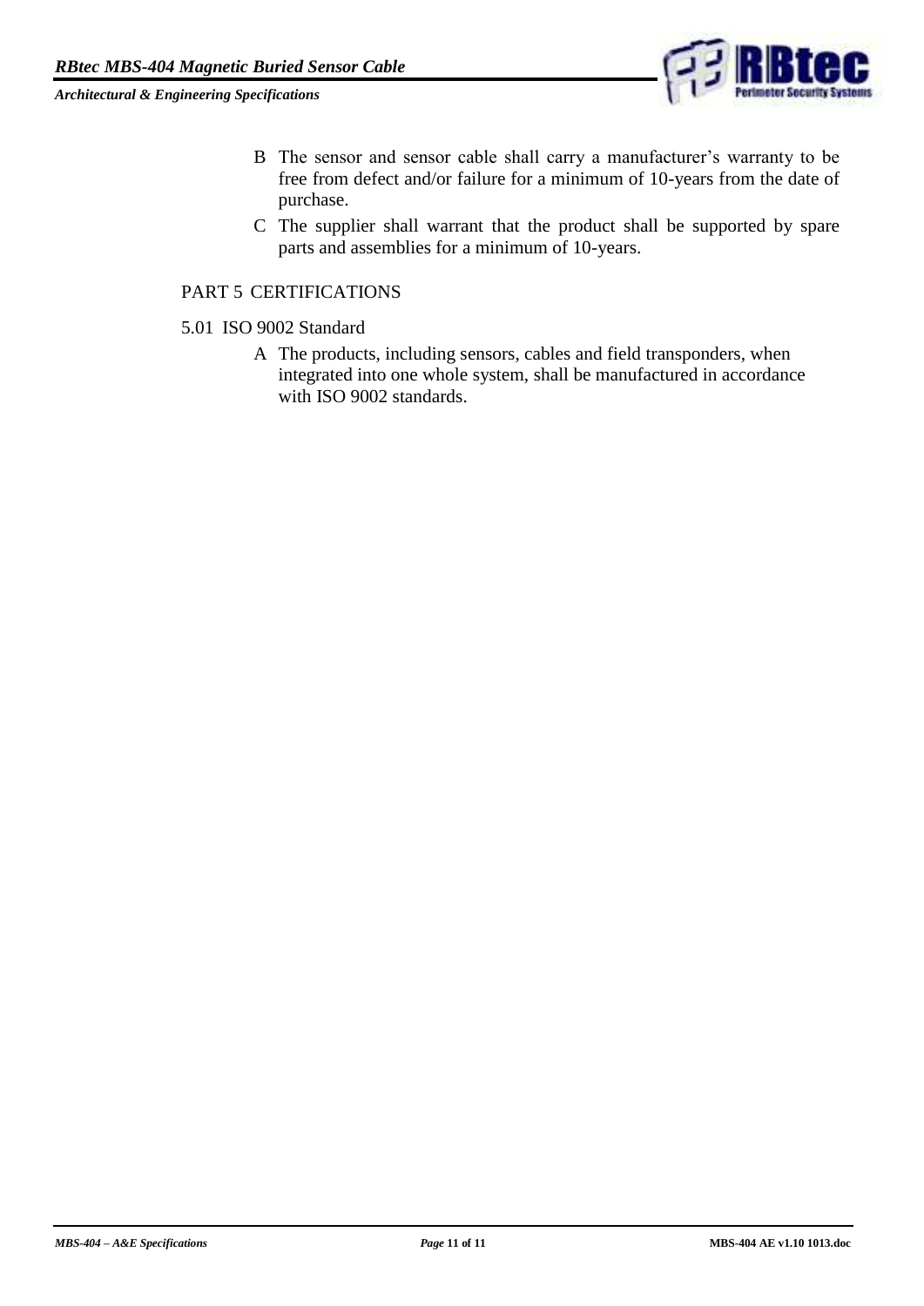B The sensor and sensor cable shall carry a manufacturer's warranty to be free from defect and/or failure for a minimum of 10-years from the date of purchase.

C The supplier shall warrant that the product shall be supported by spare parts and assemblies for a minimum of 10-years.

## PART 5 CERTIFICATIONS

### 5.01 ISO 9002 Standard

A The products, including sensors, cables and field transponders, when integrated into one whole system, shall be manufactured in accordance with ISO 9002 standards.